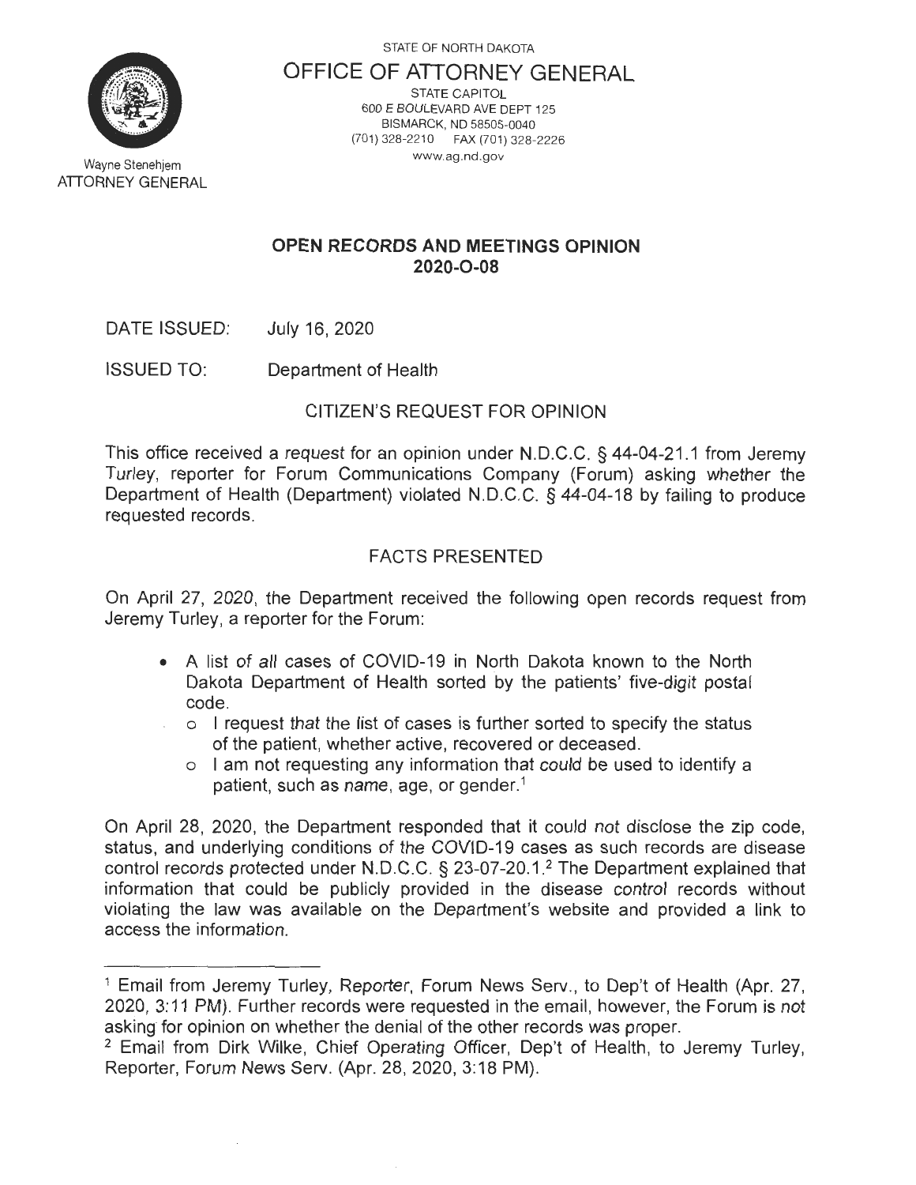STATE OF NORTH DAKOTA

# OFFICE OF ATTORNEY GENERAL

STATE CAPITOL
600 E BOULEVARD AVE DEPT 125
BISMARCK, ND 58505-0040
(701) 328-2210 FAX (701) 328-2226
www.ag.nd.gov

Wayne Stenehjem
ATTORNEY GENERAL

## OPEN RECORDS AND MEETINGS OPINION 2020-O-08

DATE ISSUED: July 16, 2020

ISSUED TO: Department of Health

### CITIZEN'S REQUEST FOR OPINION

This office received a request for an opinion under N.D.C.C. § 44-04-21.1 from Jeremy Turley, reporter for Forum Communications Company (Forum) asking whether the Department of Health (Department) violated N.D.C.C. § 44-04-18 by failing to produce requested records.

### FACTS PRESENTED

On April 27, 2020, the Department received the following open records request from Jeremy Turley, a reporter for the Forum:

- A list of all cases of COVID-19 in North Dakota known to the North Dakota Department of Health sorted by the patients' five-digit postal code.
  - I request that the list of cases is further sorted to specify the status of the patient, whether active, recovered or deceased.
  - I am not requesting any information that could be used to identify a patient, such as name, age, or gender.[1]

On April 28, 2020, the Department responded that it could not disclose the zip code, status, and underlying conditions of the COVID-19 cases as such records are disease control records protected under N.D.C.C. § 23-07-20.1.[2] The Department explained that information that could be publicly provided in the disease control records without violating the law was available on the Department's website and provided a link to access the information.

---

[1] Email from Jeremy Turley, Reporter, Forum News Serv., to Dep't of Health (Apr. 27, 2020, 3:11 PM). Further records were requested in the email, however, the Forum is not asking for opinion on whether the denial of the other records was proper.

[2] Email from Dirk Wilke, Chief Operating Officer, Dep't of Health, to Jeremy Turley, Reporter, Forum News Serv. (Apr. 28, 2020, 3:18 PM).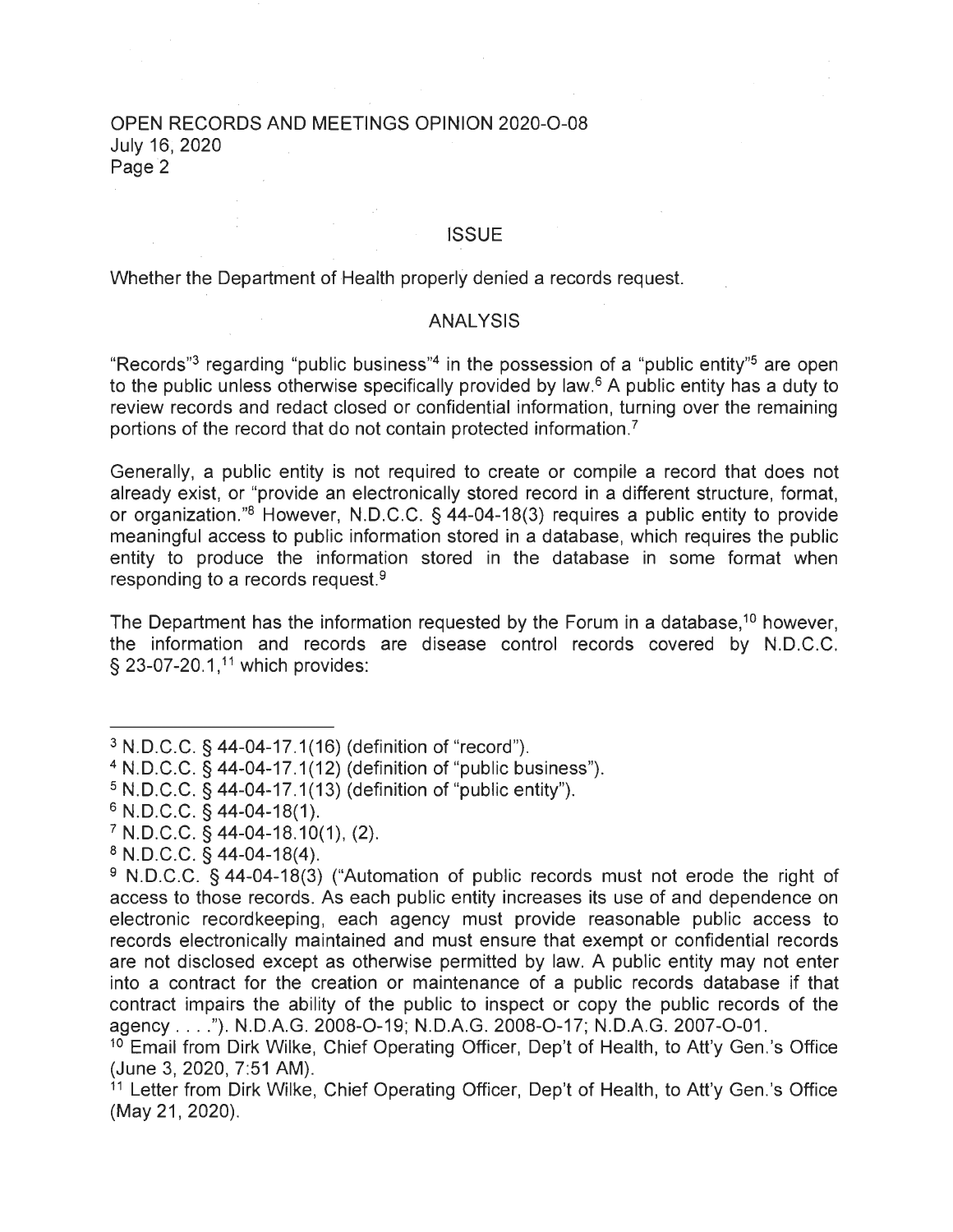## ISSUE

Whether the Department of Health properly denied a records request.

## ANALYSIS

"Records"[3] regarding "public business"[4] in the possession of a "public entity"[5] are open to the public unless otherwise specifically provided by law.[6] A public entity has a duty to review records and redact closed or confidential information, turning over the remaining portions of the record that do not contain protected information.[7]

Generally, a public entity is not required to create or compile a record that does not already exist, or "provide an electronically stored record in a different structure, format, or organization."[8] However, N.D.C.C. § 44-04-18(3) requires a public entity to provide meaningful access to public information stored in a database, which requires the public entity to produce the information stored in the database in some format when responding to a records request.[9]

The Department has the information requested by the Forum in a database,[10] however, the information and records are disease control records covered by N.D.C.C. § 23-07-20.1,[11] which provides:

---

[3] N.D.C.C. § 44-04-17.1(16) (definition of "record").

[4] N.D.C.C. § 44-04-17.1(12) (definition of "public business").

[5] N.D.C.C. § 44-04-17.1(13) (definition of "public entity").

[6] N.D.C.C. § 44-04-18(1).

[7] N.D.C.C. § 44-04-18.10(1), (2).

[8] N.D.C.C. § 44-04-18(4).

[9] N.D.C.C. § 44-04-18(3) ("Automation of public records must not erode the right of access to those records. As each public entity increases its use of and dependence on electronic recordkeeping, each agency must provide reasonable public access to records electronically maintained and must ensure that exempt or confidential records are not disclosed except as otherwise permitted by law. A public entity may not enter into a contract for the creation or maintenance of a public records database if that contract impairs the ability of the public to inspect or copy the public records of the agency . . . ."). N.D.A.G. 2008-O-19; N.D.A.G. 2008-O-17; N.D.A.G. 2007-O-01.

[10] Email from Dirk Wilke, Chief Operating Officer, Dep't of Health, to Att'y Gen.'s Office (June 3, 2020, 7:51 AM).

[11] Letter from Dirk Wilke, Chief Operating Officer, Dep't of Health, to Att'y Gen.'s Office (May 21, 2020).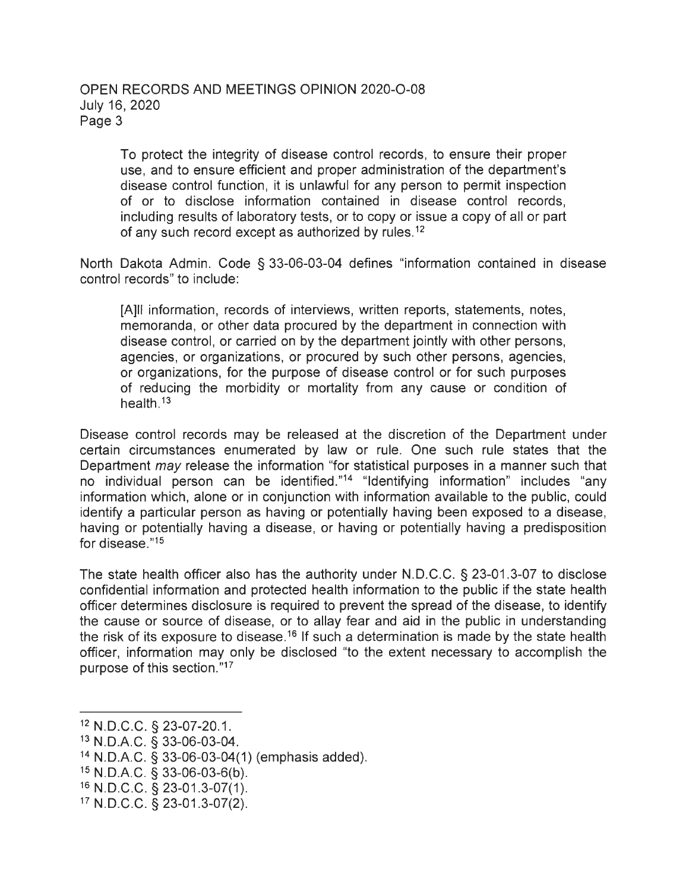> To protect the integrity of disease control records, to ensure their proper use, and to ensure efficient and proper administration of the department's disease control function, it is unlawful for any person to permit inspection of or to disclose information contained in disease control records, including results of laboratory tests, or to copy or issue a copy of all or part of any such record except as authorized by rules.[12]

North Dakota Admin. Code § 33-06-03-04 defines "information contained in disease control records" to include:

> [A]ll information, records of interviews, written reports, statements, notes, memoranda, or other data procured by the department in connection with disease control, or carried on by the department jointly with other persons, agencies, or organizations, or procured by such other persons, agencies, or organizations, for the purpose of disease control or for such purposes of reducing the morbidity or mortality from any cause or condition of health.[13]

Disease control records may be released at the discretion of the Department under certain circumstances enumerated by law or rule. One such rule states that the Department *may* release the information "for statistical purposes in a manner such that no individual person can be identified."[14] "Identifying information" includes "any information which, alone or in conjunction with information available to the public, could identify a particular person as having or potentially having been exposed to a disease, having or potentially having a disease, or having or potentially having a predisposition for disease."[15]

The state health officer also has the authority under N.D.C.C. § 23-01.3-07 to disclose confidential information and protected health information to the public if the state health officer determines disclosure is required to prevent the spread of the disease, to identify the cause or source of disease, or to allay fear and aid in the public in understanding the risk of its exposure to disease.[16] If such a determination is made by the state health officer, information may only be disclosed "to the extent necessary to accomplish the purpose of this section."[17]

---

[12] N.D.C.C. § 23-07-20.1.

[13] N.D.A.C. § 33-06-03-04.

[14] N.D.A.C. § 33-06-03-04(1) (emphasis added).

[15] N.D.A.C. § 33-06-03-6(b).

[16] N.D.C.C. § 23-01.3-07(1).

[17] N.D.C.C. § 23-01.3-07(2).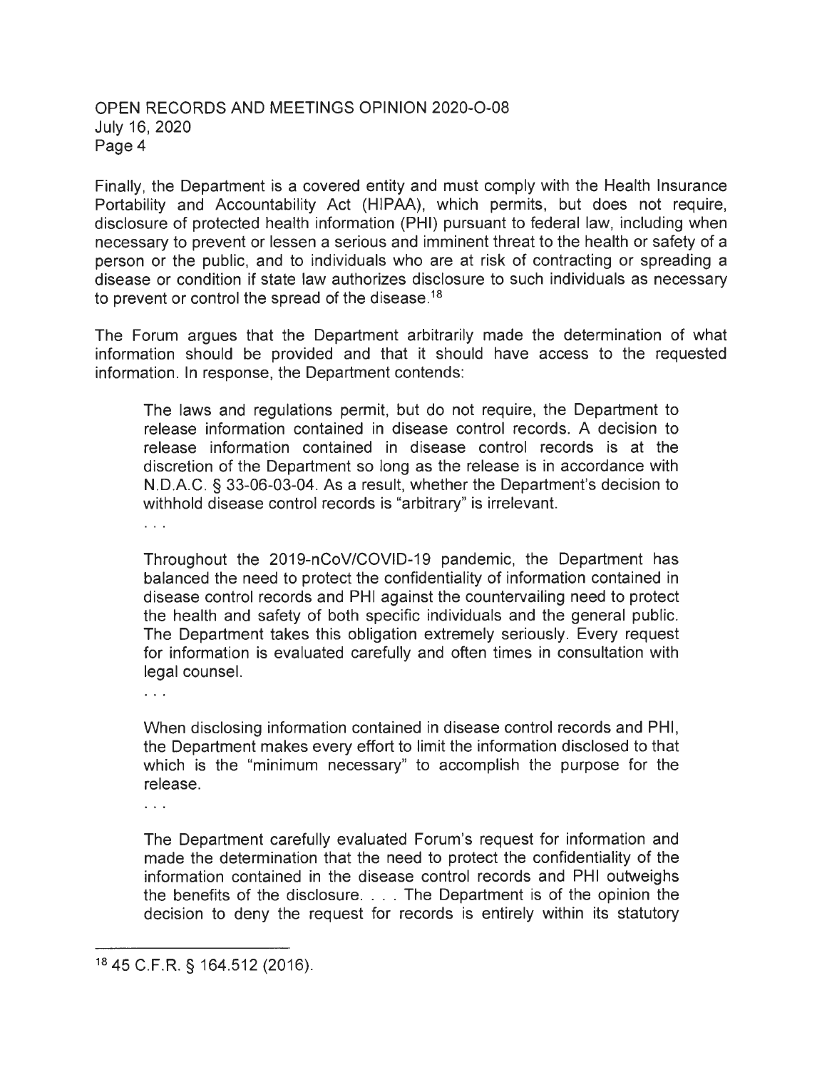Finally, the Department is a covered entity and must comply with the Health Insurance Portability and Accountability Act (HIPAA), which permits, but does not require, disclosure of protected health information (PHI) pursuant to federal law, including when necessary to prevent or lessen a serious and imminent threat to the health or safety of a person or the public, and to individuals who are at risk of contracting or spreading a disease or condition if state law authorizes disclosure to such individuals as necessary to prevent or control the spread of the disease.[18]

The Forum argues that the Department arbitrarily made the determination of what information should be provided and that it should have access to the requested information. In response, the Department contends:

> The laws and regulations permit, but do not require, the Department to release information contained in disease control records. A decision to release information contained in disease control records is at the discretion of the Department so long as the release is in accordance with N.D.A.C. § 33-06-03-04. As a result, whether the Department's decision to withhold disease control records is "arbitrary" is irrelevant.
>
> . . .
>
> Throughout the 2019-nCoV/COVID-19 pandemic, the Department has balanced the need to protect the confidentiality of information contained in disease control records and PHI against the countervailing need to protect the health and safety of both specific individuals and the general public. The Department takes this obligation extremely seriously. Every request for information is evaluated carefully and often times in consultation with legal counsel.
>
> . . .
>
> When disclosing information contained in disease control records and PHI, the Department makes every effort to limit the information disclosed to that which is the "minimum necessary" to accomplish the purpose for the release.
>
> . . .
>
> The Department carefully evaluated Forum's request for information and made the determination that the need to protect the confidentiality of the information contained in the disease control records and PHI outweighs the benefits of the disclosure. . . . The Department is of the opinion the decision to deny the request for records is entirely within its statutory

---

[18] 45 C.F.R. § 164.512 (2016).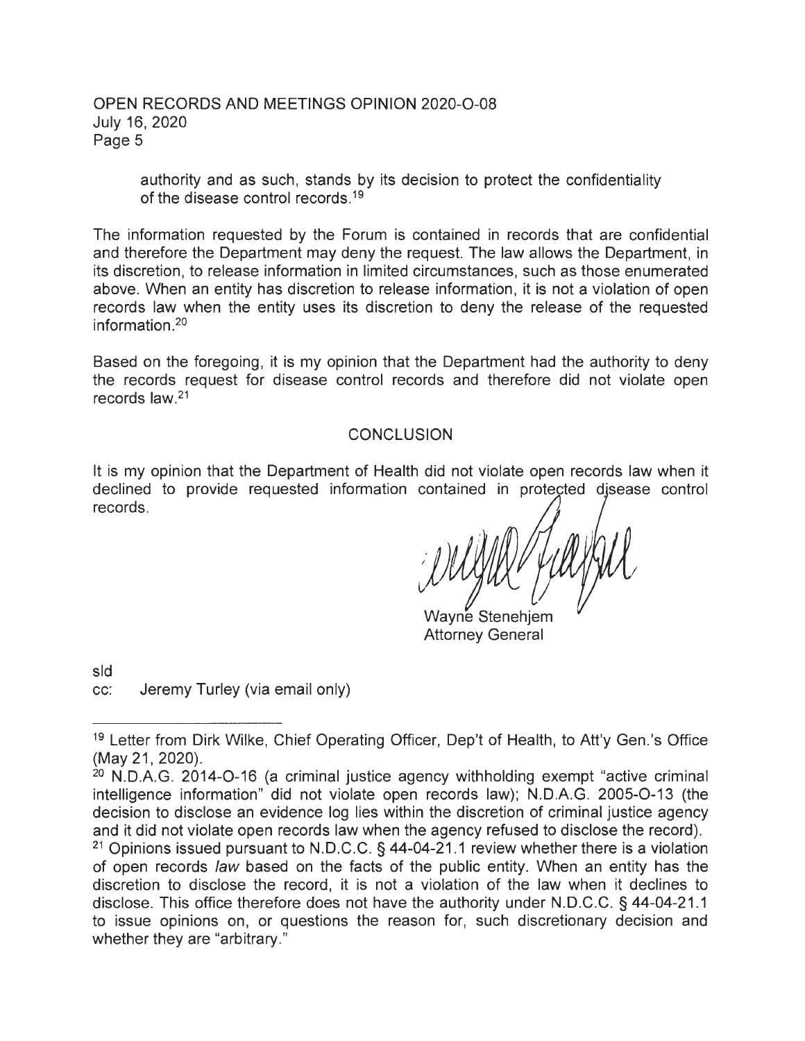authority and as such, stands by its decision to protect the confidentiality of the disease control records.[19]

The information requested by the Forum is contained in records that are confidential and therefore the Department may deny the request. The law allows the Department, in its discretion, to release information in limited circumstances, such as those enumerated above. When an entity has discretion to release information, it is not a violation of open records law when the entity uses its discretion to deny the release of the requested information.[20]

Based on the foregoing, it is my opinion that the Department had the authority to deny the records request for disease control records and therefore did not violate open records law.[21]

## CONCLUSION

It is my opinion that the Department of Health did not violate open records law when it declined to provide requested information contained in protected disease control records.

Wayne Stenehjem
Attorney General

sld
cc: Jeremy Turley (via email only)

---

[19] Letter from Dirk Wilke, Chief Operating Officer, Dep't of Health, to Att'y Gen.'s Office (May 21, 2020).

[20] N.D.A.G. 2014-O-16 (a criminal justice agency withholding exempt "active criminal intelligence information" did not violate open records law); N.D.A.G. 2005-O-13 (the decision to disclose an evidence log lies within the discretion of criminal justice agency and it did not violate open records law when the agency refused to disclose the record).

[21] Opinions issued pursuant to N.D.C.C. § 44-04-21.1 review whether there is a violation of open records *law* based on the facts of the public entity. When an entity has the discretion to disclose the record, it is not a violation of the law when it declines to disclose. This office therefore does not have the authority under N.D.C.C. § 44-04-21.1 to issue opinions on, or questions the reason for, such discretionary decision and whether they are "arbitrary."